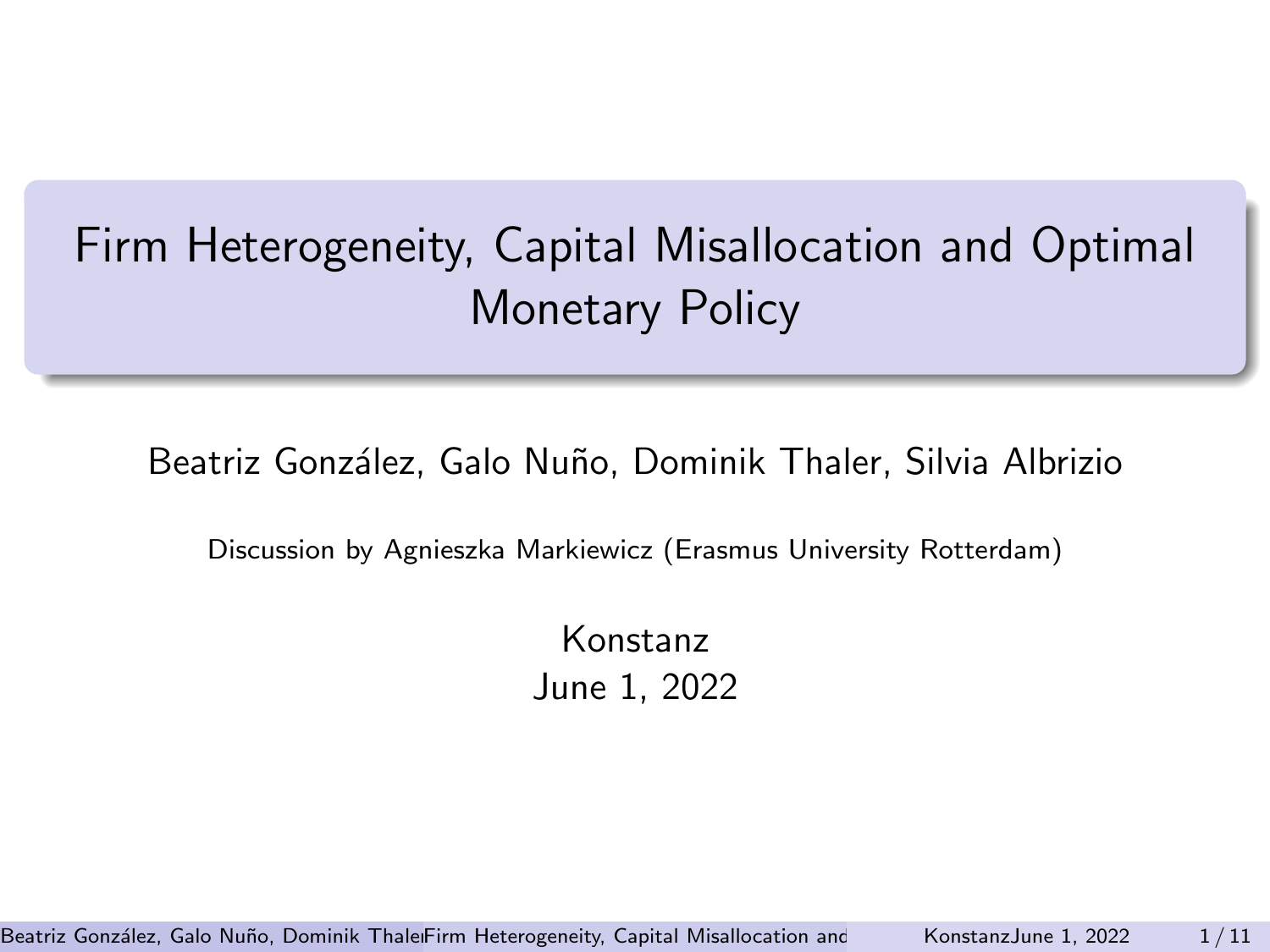# Firm Heterogeneity, Capital Misallocation and Optimal Monetary Policy

Beatriz González, Galo Nuño, Dominik Thaler, Silvia Albrizio

Discussion by Agnieszka Markiewicz (Erasmus University Rotterdam)

Konstanz
June 1, 2022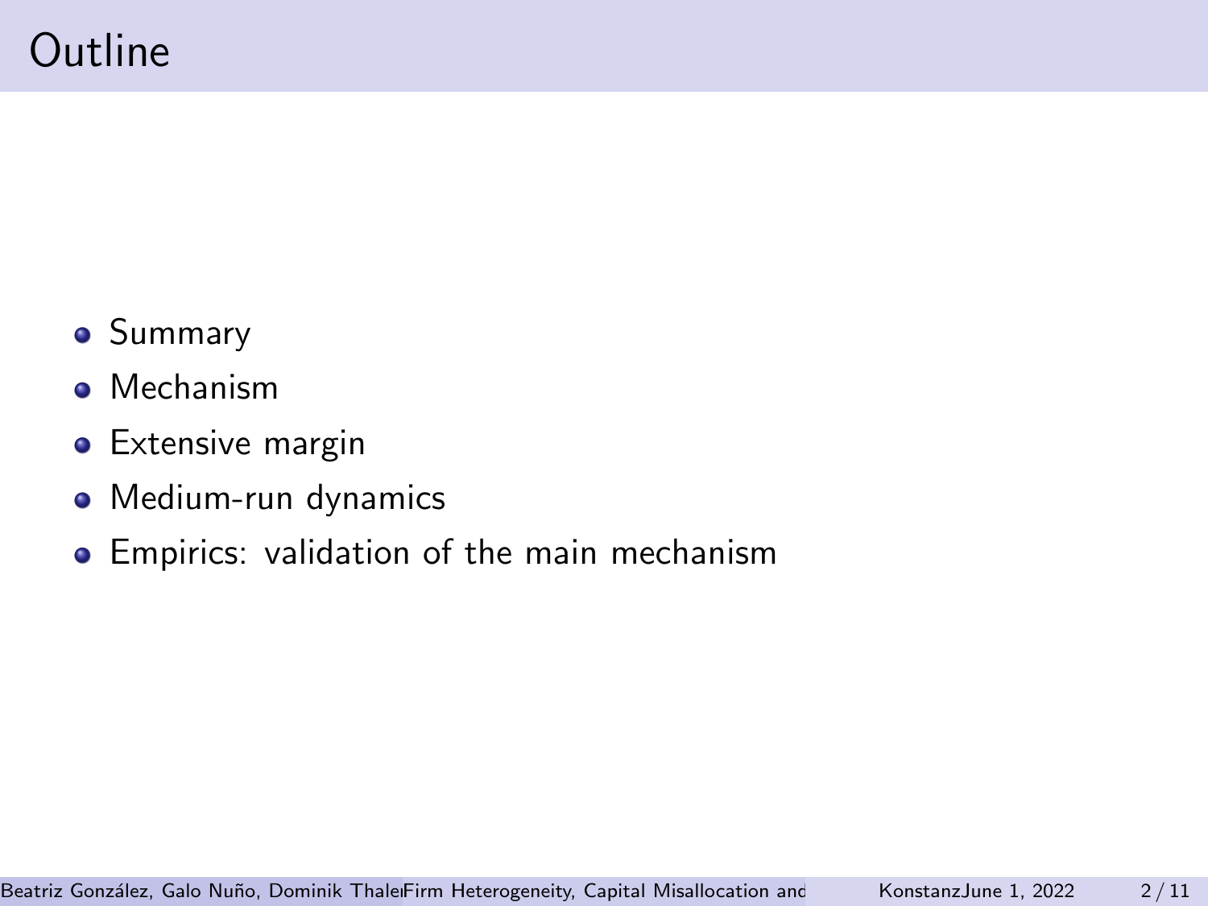# Outline

- Summary
- Mechanism
- Extensive margin
- Medium-run dynamics
- Empirics: validation of the main mechanism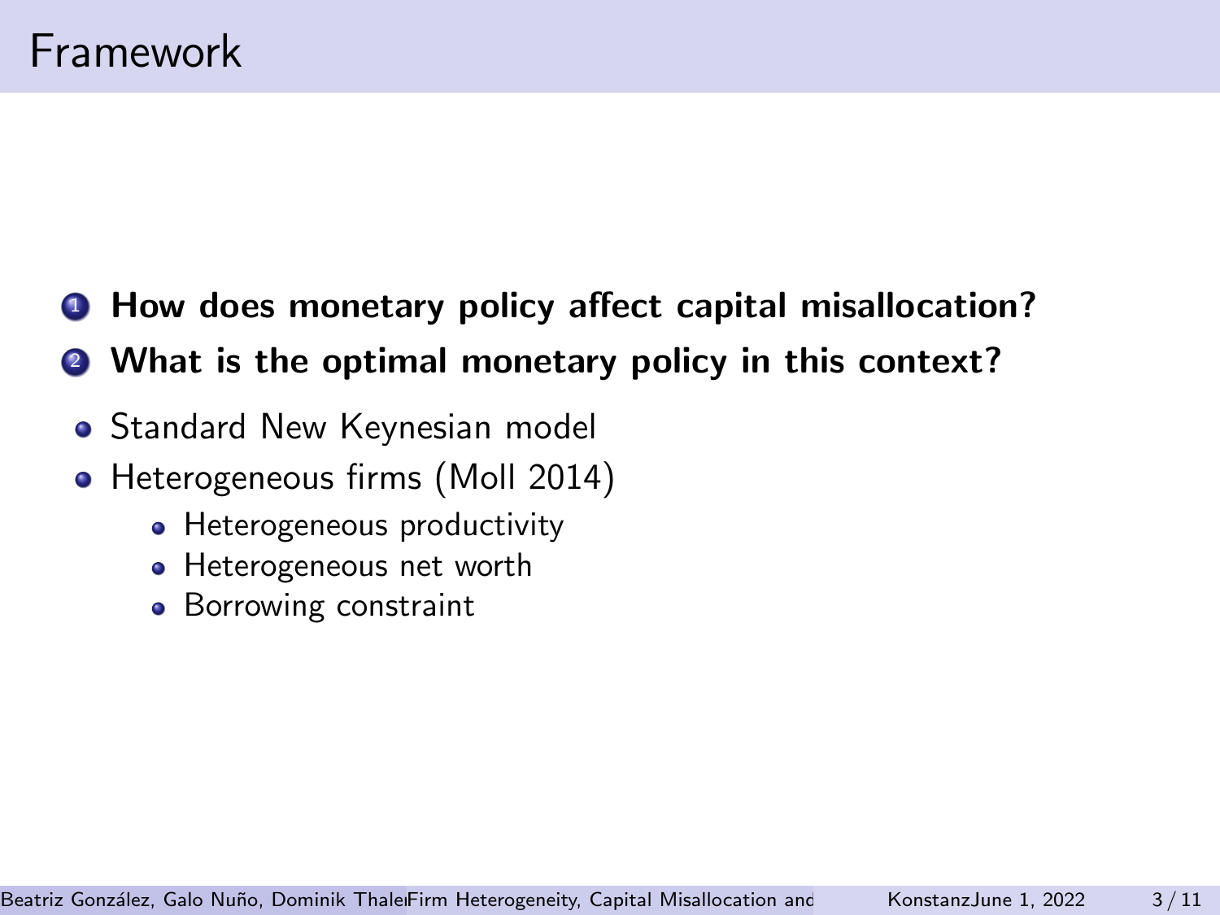# Framework

1. **How does monetary policy affect capital misallocation?**
2. **What is the optimal monetary policy in this context?**

- Standard New Keynesian model
- Heterogeneous firms (Moll 2014)
  - Heterogeneous productivity
  - Heterogeneous net worth
  - Borrowing constraint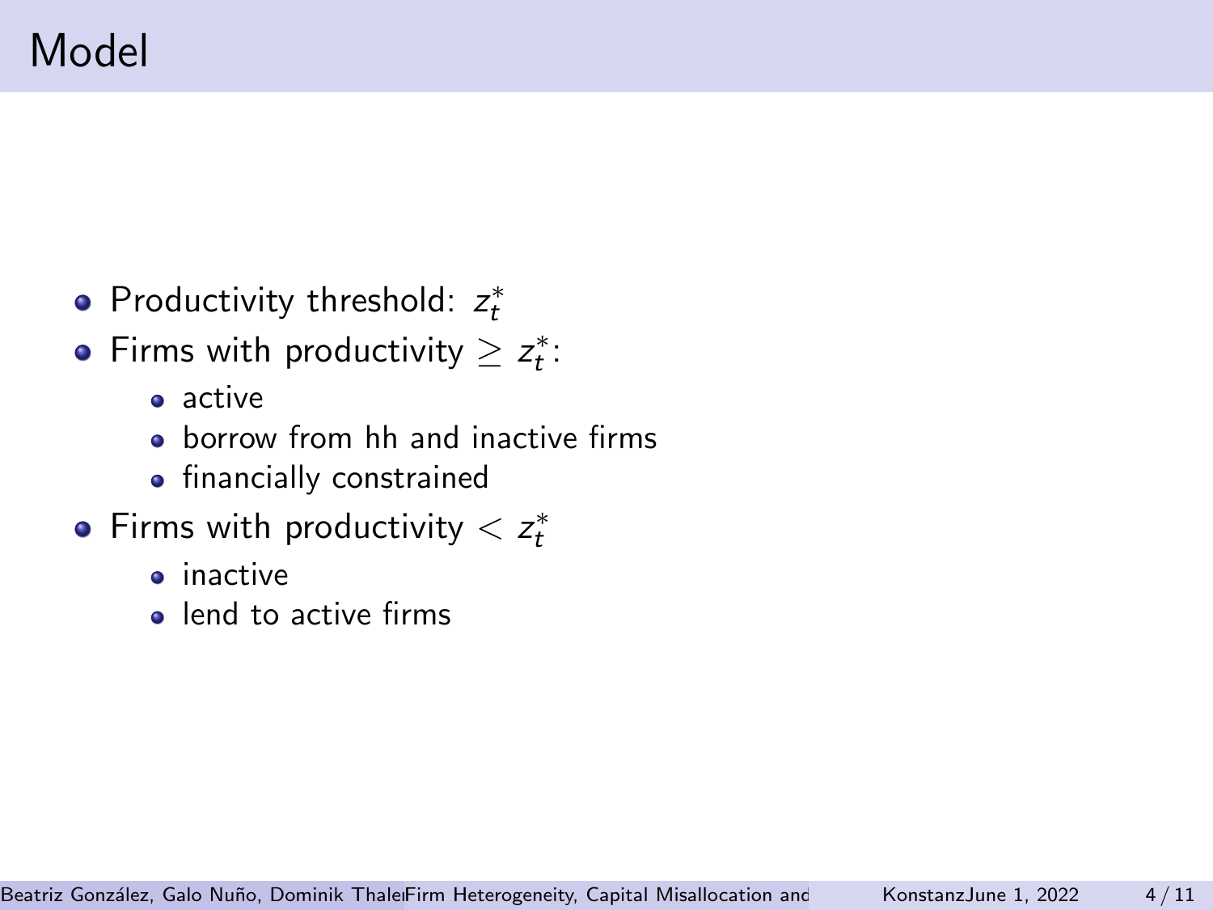# Model

- Productivity threshold: $z_t^*$
- Firms with productivity $\geq z_t^*$:
  - active
  - borrow from hh and inactive firms
  - financially constrained
- Firms with productivity $< z_t^*$
  - inactive
  - lend to active firms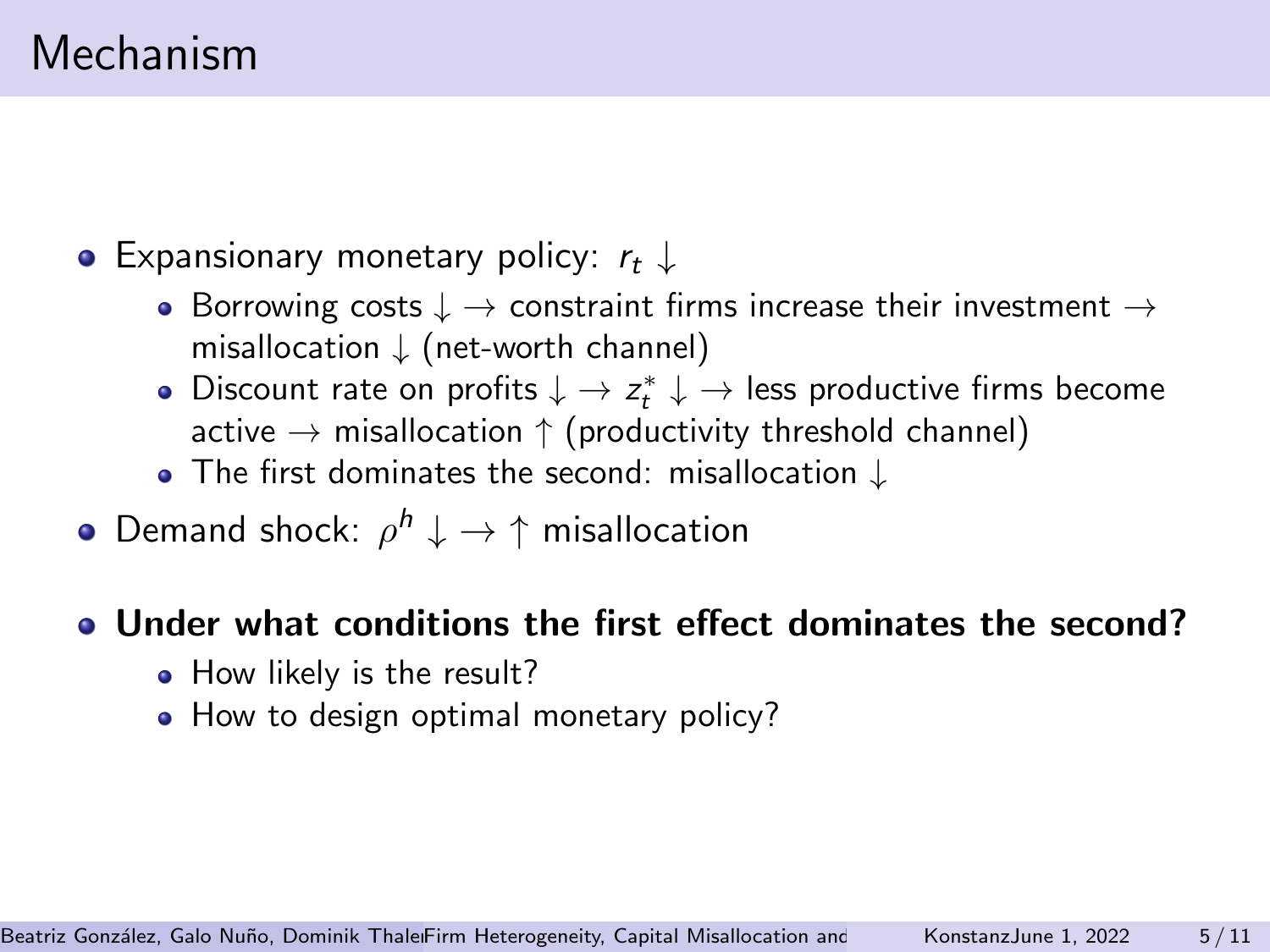# Mechanism

- Expansionary monetary policy: $r_t \downarrow$
  - Borrowing costs $\downarrow \rightarrow$ constraint firms increase their investment $\rightarrow$ misallocation $\downarrow$ (net-worth channel)
  - Discount rate on profits $\downarrow \rightarrow z_t^* \downarrow \rightarrow$ less productive firms become active $\rightarrow$ misallocation $\uparrow$ (productivity threshold channel)
  - The first dominates the second: misallocation $\downarrow$
- Demand shock: $\rho^h \downarrow \rightarrow \uparrow$ misallocation

- **Under what conditions the first effect dominates the second?**
  - How likely is the result?
  - How to design optimal monetary policy?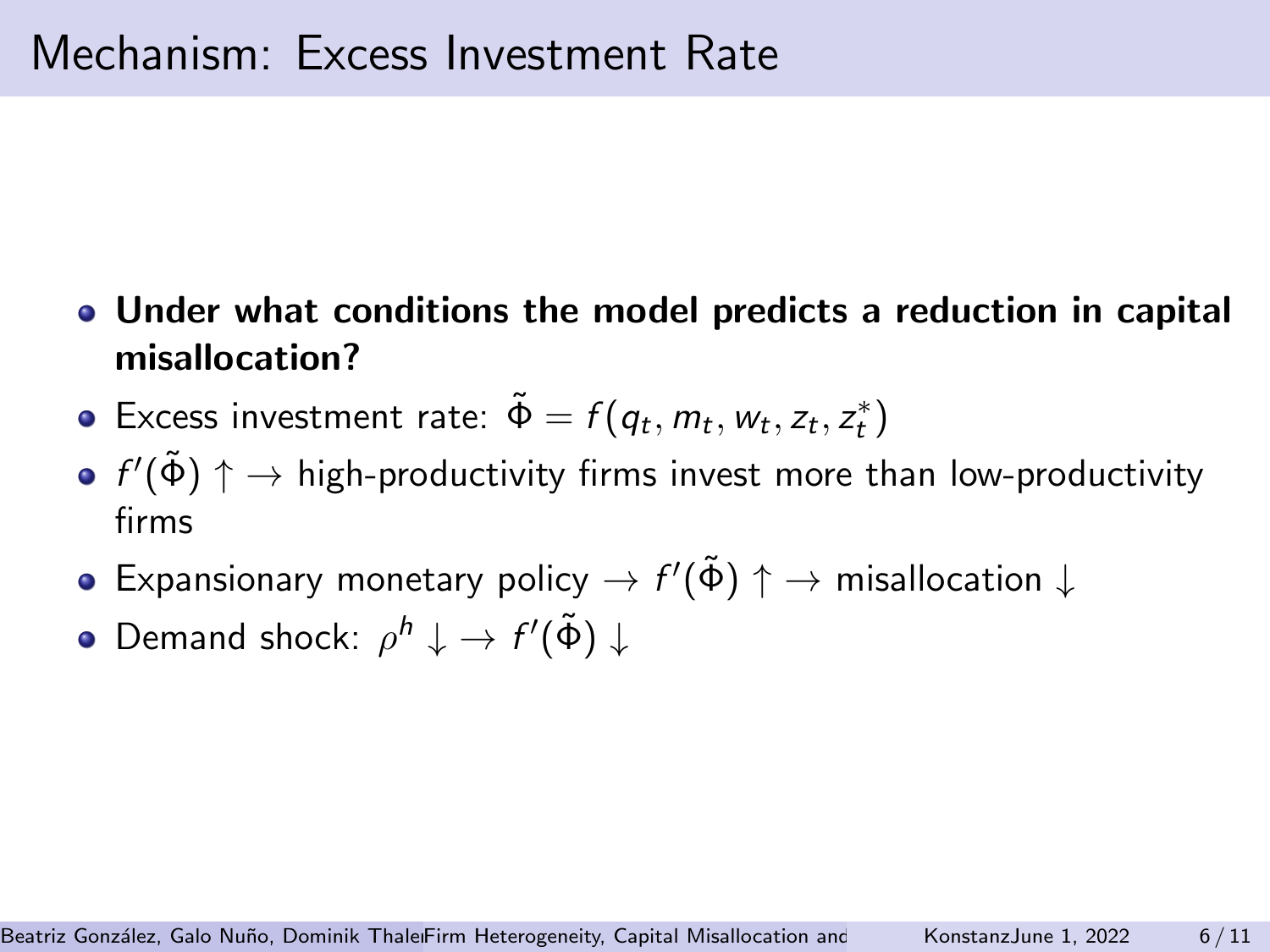# Mechanism: Excess Investment Rate

- **Under what conditions the model predicts a reduction in capital misallocation?**
- Excess investment rate: $\tilde{\Phi} = f(q_t, m_t, w_t, z_t, z_t^*)$
- $f'(\tilde{\Phi}) \uparrow \rightarrow$ high-productivity firms invest more than low-productivity firms
- Expansionary monetary policy $\rightarrow f'(\tilde{\Phi}) \uparrow \rightarrow$ misallocation $\downarrow$
- Demand shock: $\rho^h \downarrow \rightarrow f'(\tilde{\Phi}) \downarrow$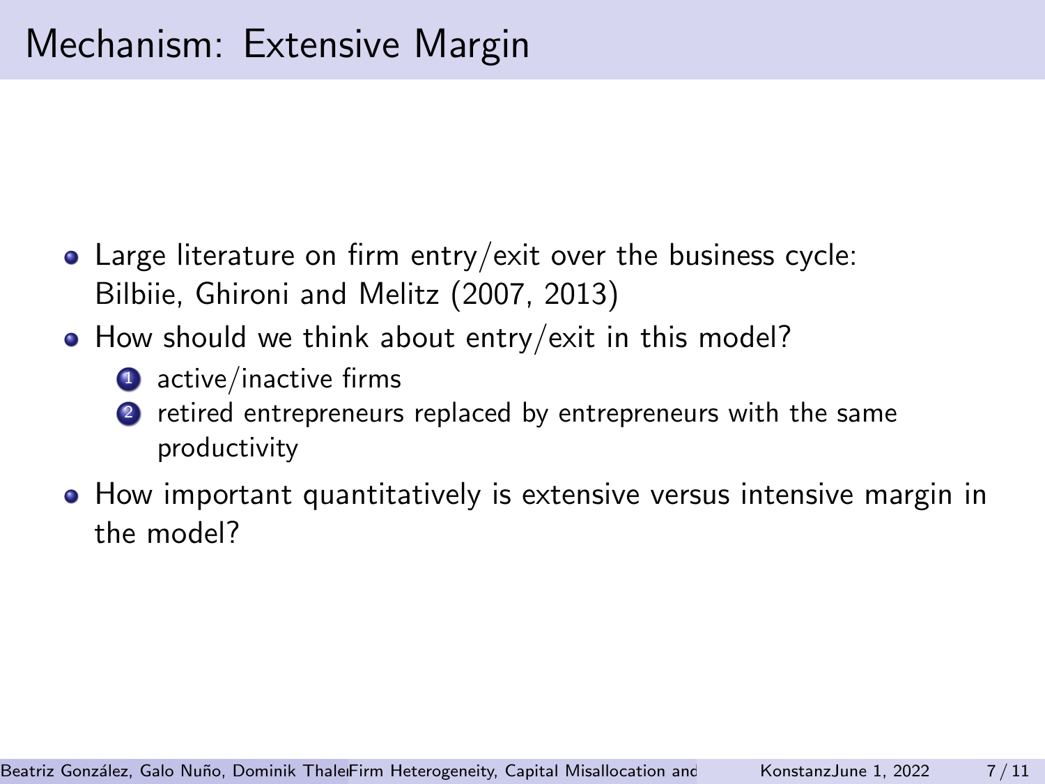# Mechanism: Extensive Margin

- Large literature on firm entry/exit over the business cycle: Bilbiie, Ghironi and Melitz (2007, 2013)
- How should we think about entry/exit in this model?
  1. active/inactive firms
  2. retired entrepreneurs replaced by entrepreneurs with the same productivity
- How important quantitatively is extensive versus intensive margin in the model?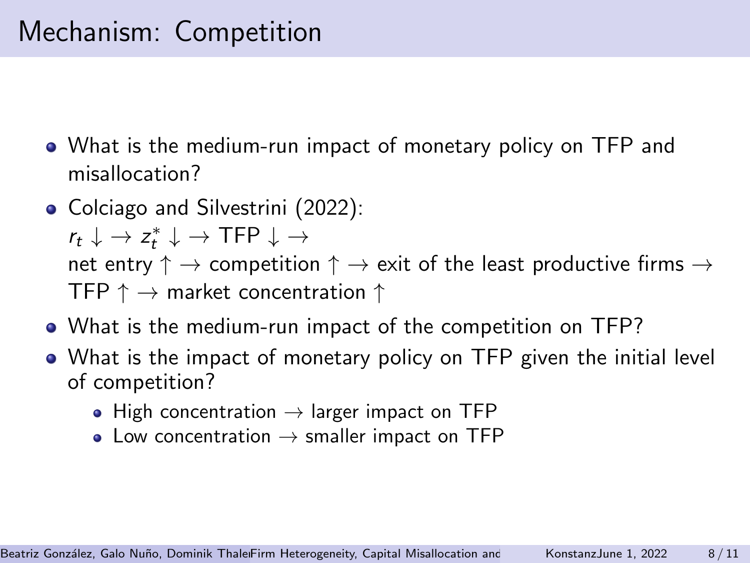# Mechanism: Competition

- What is the medium-run impact of monetary policy on TFP and misallocation?
- Colciago and Silvestrini (2022):
  $r_t \downarrow \rightarrow z_t^* \downarrow \rightarrow$ TFP $\downarrow \rightarrow$
  net entry $\uparrow \rightarrow$ competition $\uparrow \rightarrow$ exit of the least productive firms $\rightarrow$ TFP $\uparrow \rightarrow$ market concentration $\uparrow$
- What is the medium-run impact of the competition on TFP?
- What is the impact of monetary policy on TFP given the initial level of competition?
  - High concentration $\rightarrow$ larger impact on TFP
  - Low concentration $\rightarrow$ smaller impact on TFP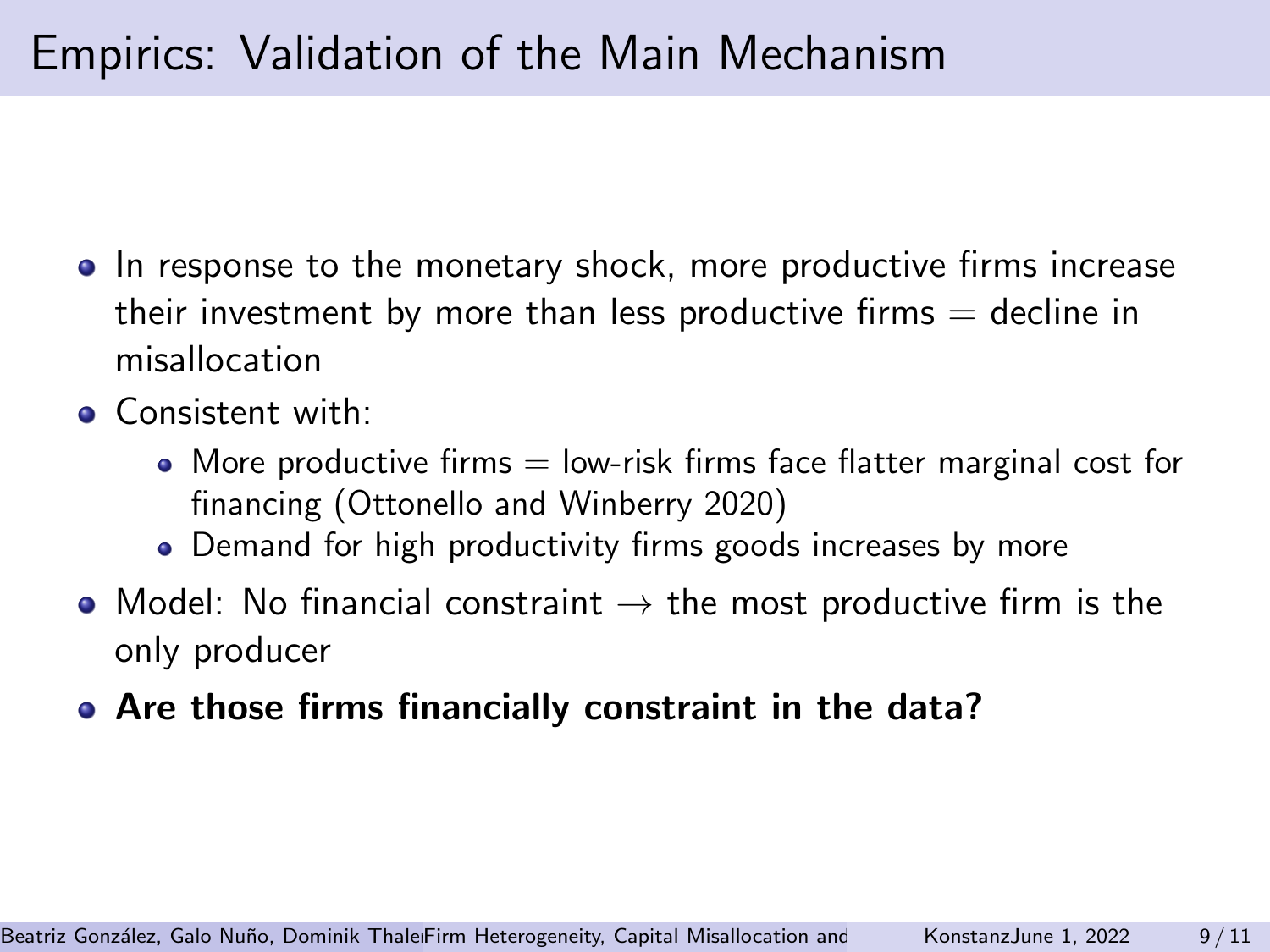# Empirics: Validation of the Main Mechanism

- In response to the monetary shock, more productive firms increase their investment by more than less productive firms = decline in misallocation
- Consistent with:
  - More productive firms = low-risk firms face flatter marginal cost for financing (Ottonello and Winberry 2020)
  - Demand for high productivity firms goods increases by more
- Model: No financial constraint $\rightarrow$ the most productive firm is the only producer
- **Are those firms financially constraint in the data?**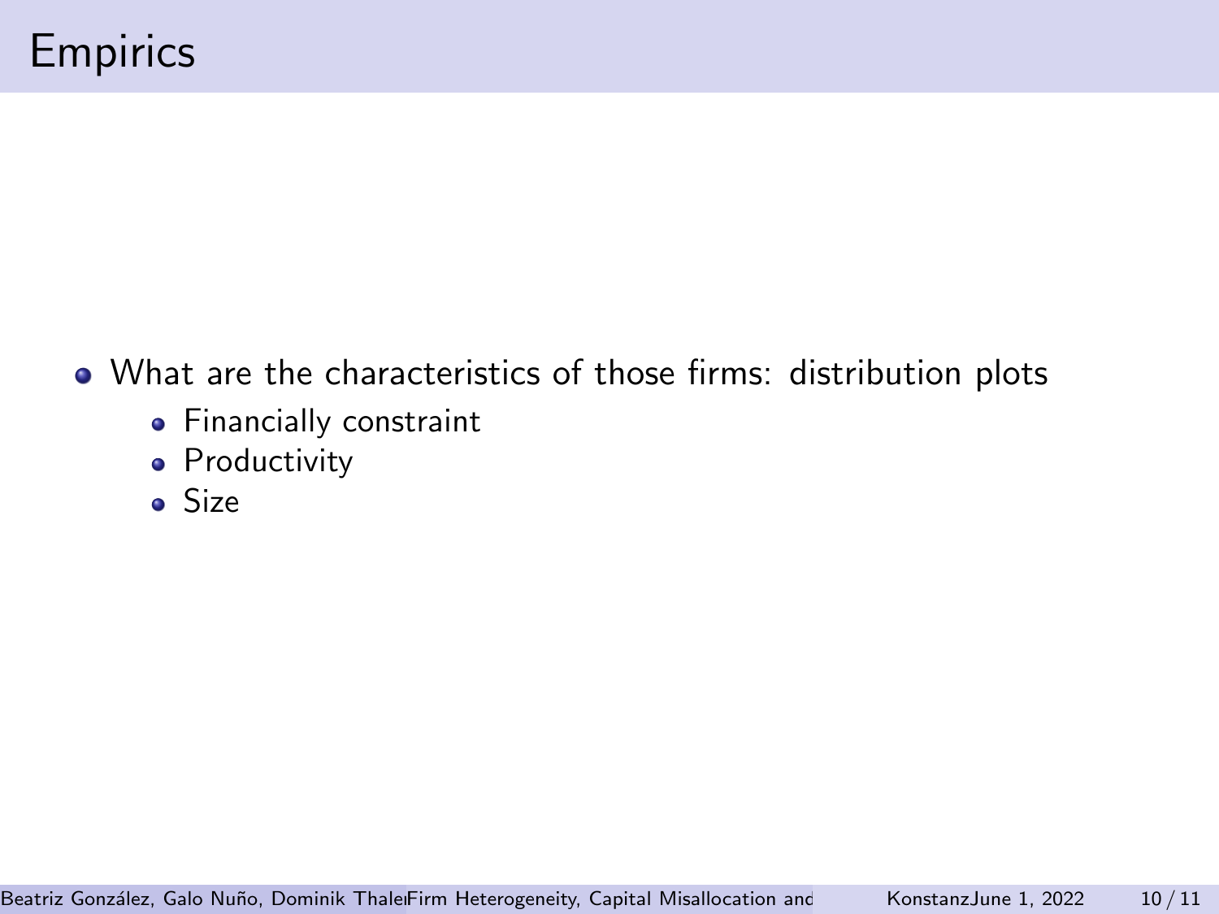# Empirics

- What are the characteristics of those firms: distribution plots
  - Financially constraint
  - Productivity
  - Size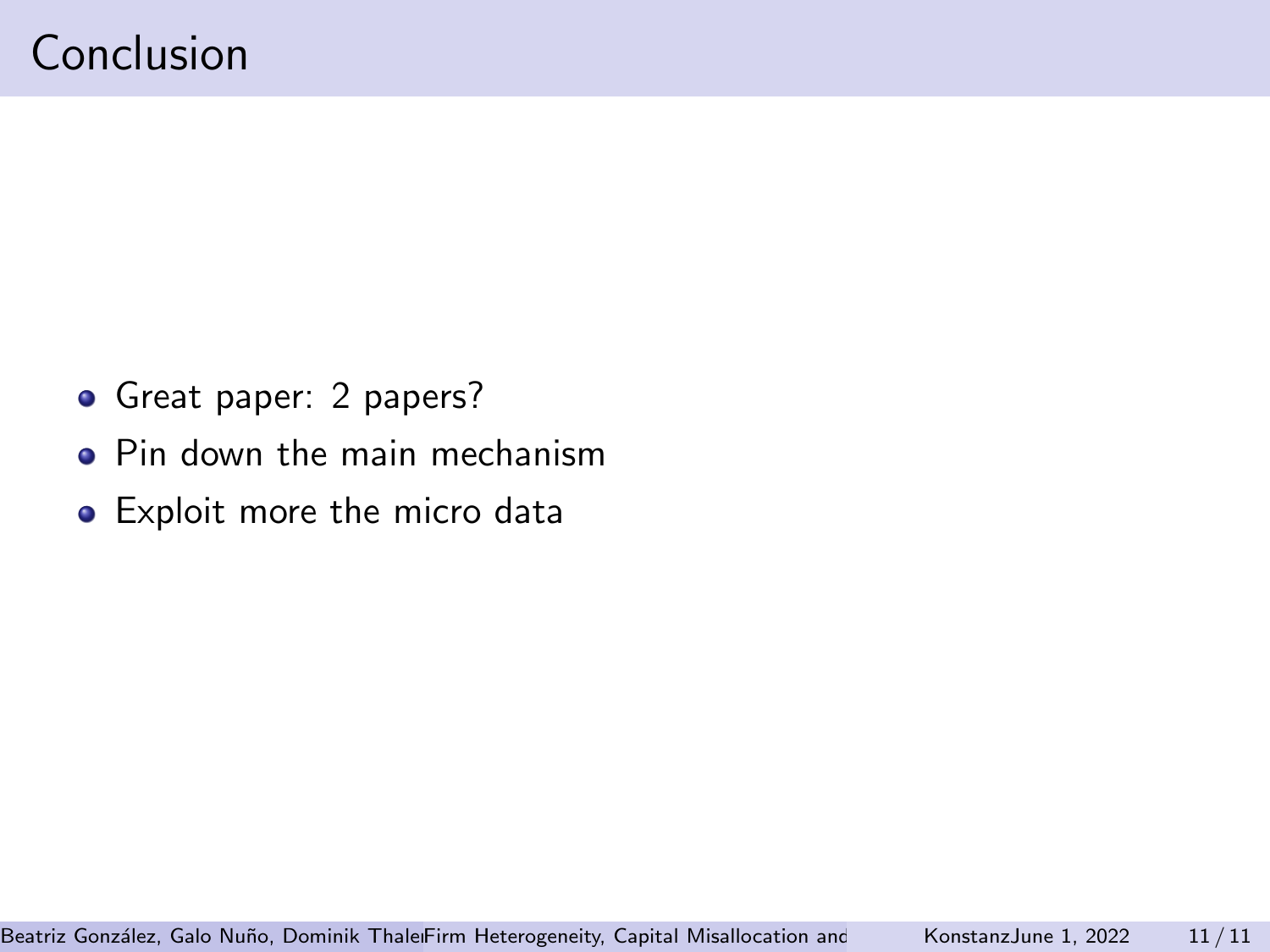# Conclusion

- Great paper: 2 papers?
- Pin down the main mechanism
- Exploit more the micro data